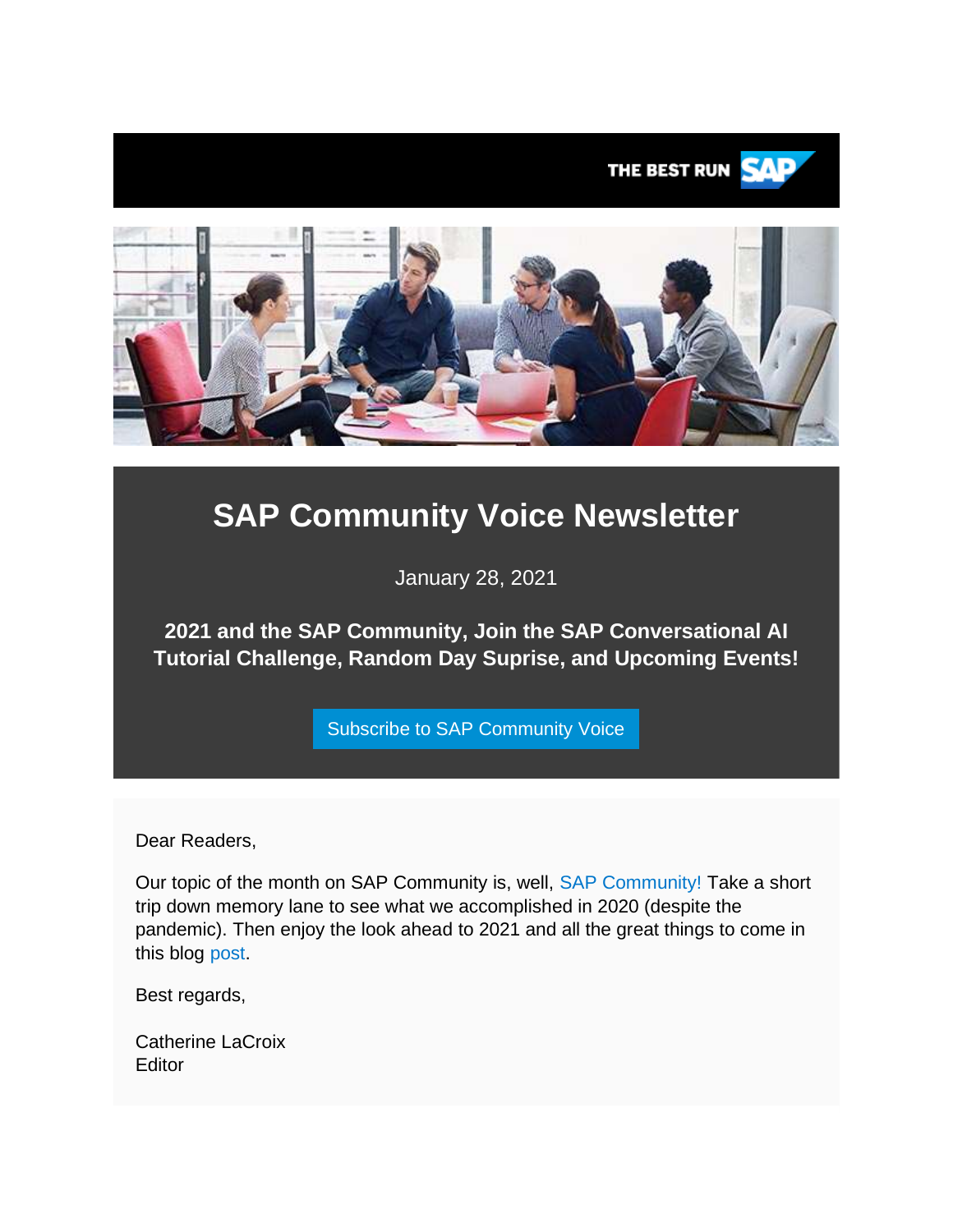THE BEST RUN SAP

# SAP Community Voice Newsletter

January 28, 2021

**2021 and the SAP Community, Join the SAP Conversational AI Tutorial Challenge, Random Day Suprise, and Upcoming Events!**

Subscribe to SAP Community Voice

Dear Readers,

Our topic of the month on SAP Community is, well, SAP Community! Take a short trip down memory lane to see what we accomplished in 2020 (despite the pandemic). Then enjoy the look ahead to 2021 and all the great things to come in this blog post.

Best regards,

Catherine LaCroix
Editor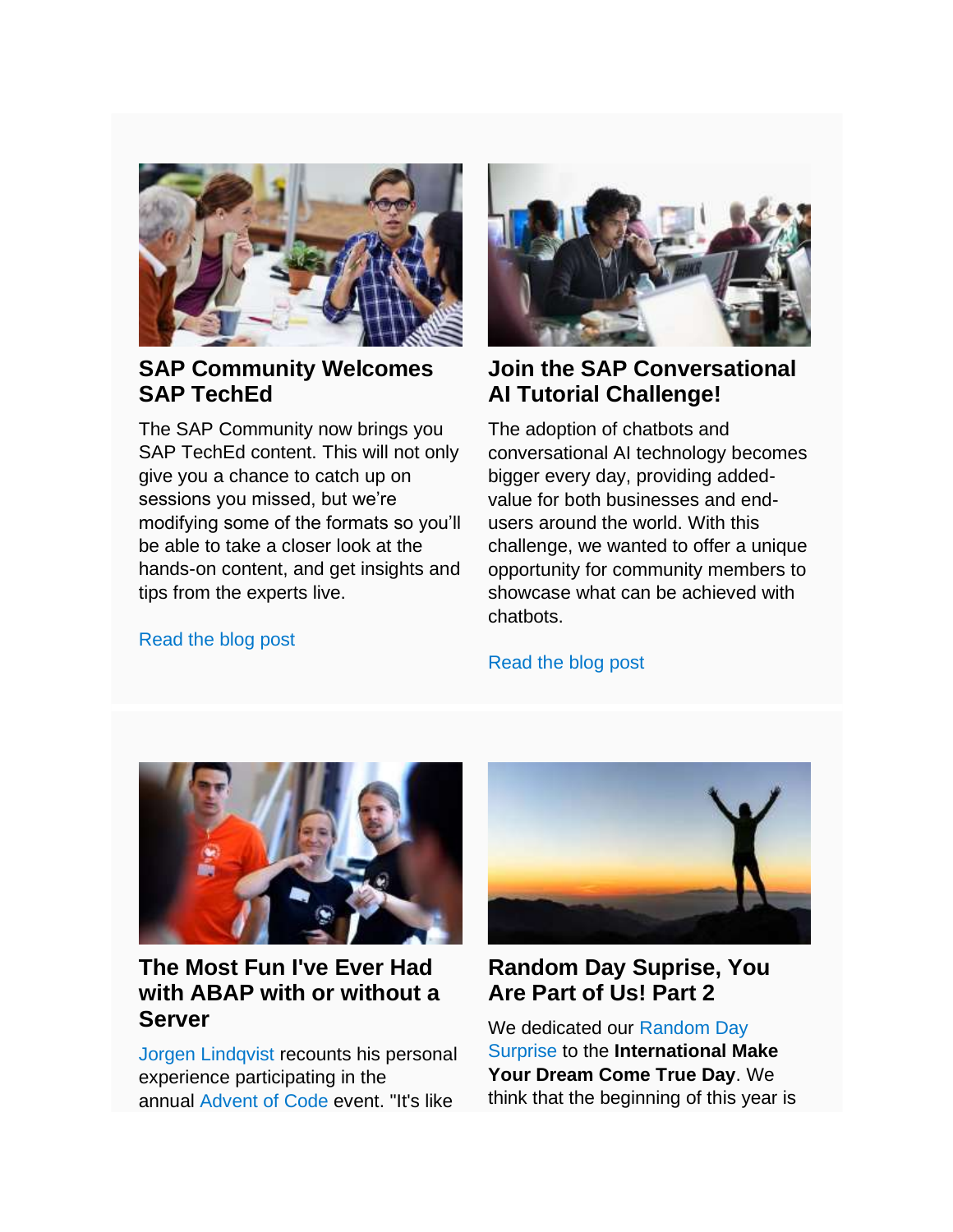## SAP Community Welcomes SAP TechEd

The SAP Community now brings you SAP TechEd content. This will not only give you a chance to catch up on sessions you missed, but we're modifying some of the formats so you'll be able to take a closer look at the hands-on content, and get insights and tips from the experts live.

Read the blog post

## Join the SAP Conversational AI Tutorial Challenge!

The adoption of chatbots and conversational AI technology becomes bigger every day, providing added-value for both businesses and end-users around the world. With this challenge, we wanted to offer a unique opportunity for community members to showcase what can be achieved with chatbots.

Read the blog post

## The Most Fun I've Ever Had with ABAP with or without a Server

Jorgen Lindqvist recounts his personal experience participating in the annual Advent of Code event. "It's like

## Random Day Suprise, You Are Part of Us! Part 2

We dedicated our Random Day Surprise to the **International Make Your Dream Come True Day**. We think that the beginning of this year is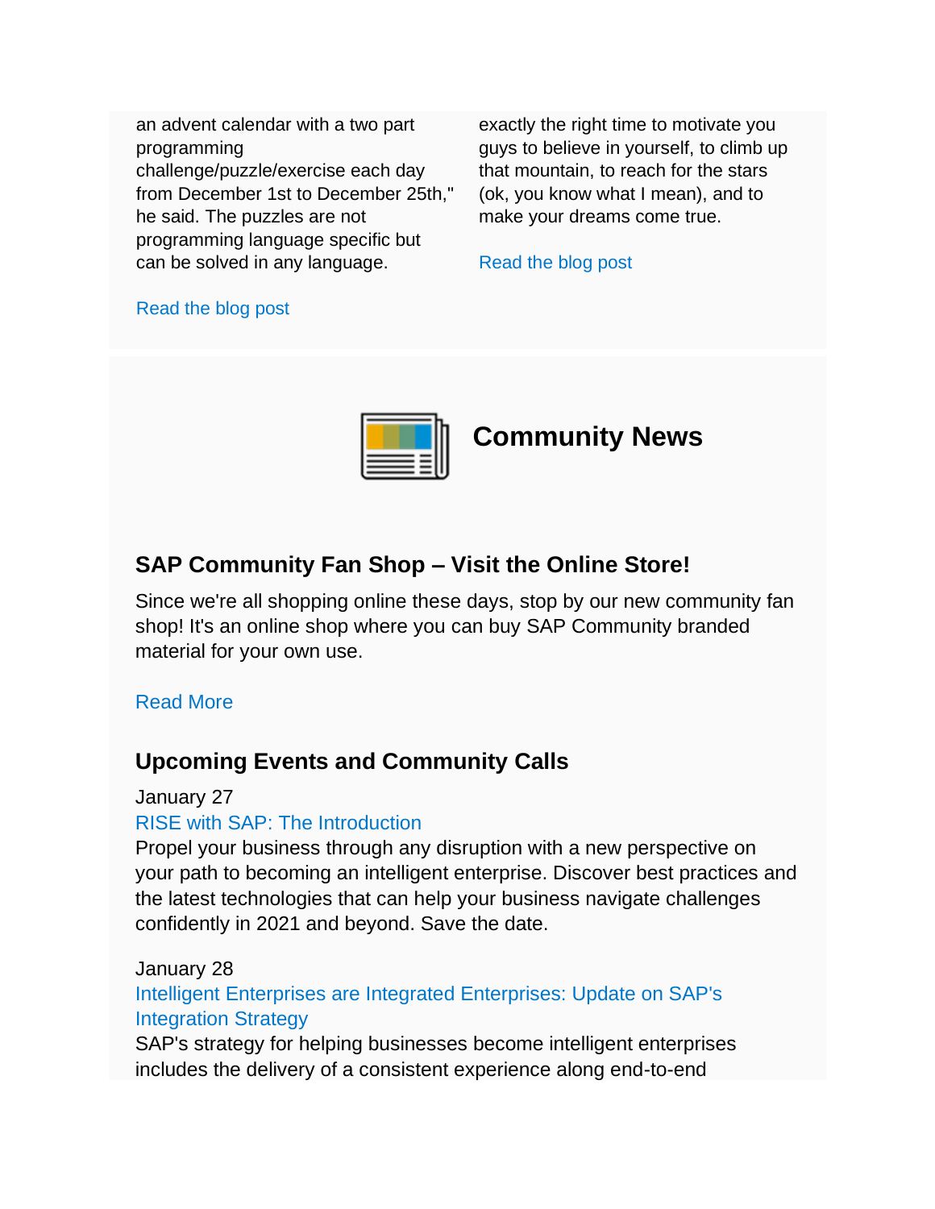an advent calendar with a two part programming challenge/puzzle/exercise each day from December 1st to December 25th," he said. The puzzles are not programming language specific but can be solved in any language.

Read the blog post

exactly the right time to motivate you guys to believe in yourself, to climb up that mountain, to reach for the stars (ok, you know what I mean), and to make your dreams come true.

Read the blog post

## Community News

### SAP Community Fan Shop – Visit the Online Store!

Since we're all shopping online these days, stop by our new community fan shop! It's an online shop where you can buy SAP Community branded material for your own use.

Read More

### Upcoming Events and Community Calls

January 27
RISE with SAP: The Introduction
Propel your business through any disruption with a new perspective on your path to becoming an intelligent enterprise. Discover best practices and the latest technologies that can help your business navigate challenges confidently in 2021 and beyond. Save the date.

January 28
Intelligent Enterprises are Integrated Enterprises: Update on SAP's Integration Strategy
SAP's strategy for helping businesses become intelligent enterprises includes the delivery of a consistent experience along end-to-end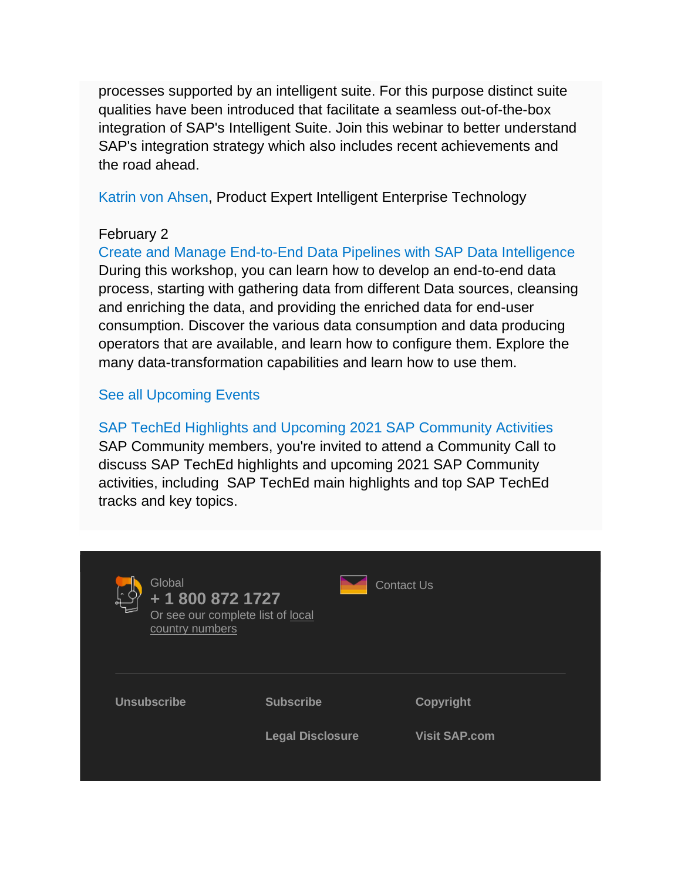processes supported by an intelligent suite. For this purpose distinct suite qualities have been introduced that facilitate a seamless out-of-the-box integration of SAP's Intelligent Suite. Join this webinar to better understand SAP's integration strategy which also includes recent achievements and the road ahead.

Katrin von Ahsen, Product Expert Intelligent Enterprise Technology

February 2
Create and Manage End-to-End Data Pipelines with SAP Data Intelligence
During this workshop, you can learn how to develop an end-to-end data process, starting with gathering data from different Data sources, cleansing and enriching the data, and providing the enriched data for end-user consumption. Discover the various data consumption and data producing operators that are available, and learn how to configure them. Explore the many data-transformation capabilities and learn how to use them.

See all Upcoming Events

SAP TechEd Highlights and Upcoming 2021 SAP Community Activities
SAP Community members, you're invited to attend a Community Call to discuss SAP TechEd highlights and upcoming 2021 SAP Community activities, including SAP TechEd main highlights and top SAP TechEd tracks and key topics.

Global
**+ 1 800 872 1727**
Or see our complete list of local country numbers

Contact Us

**Unsubscribe** **Subscribe** **Copyright**

**Legal Disclosure** **Visit SAP.com**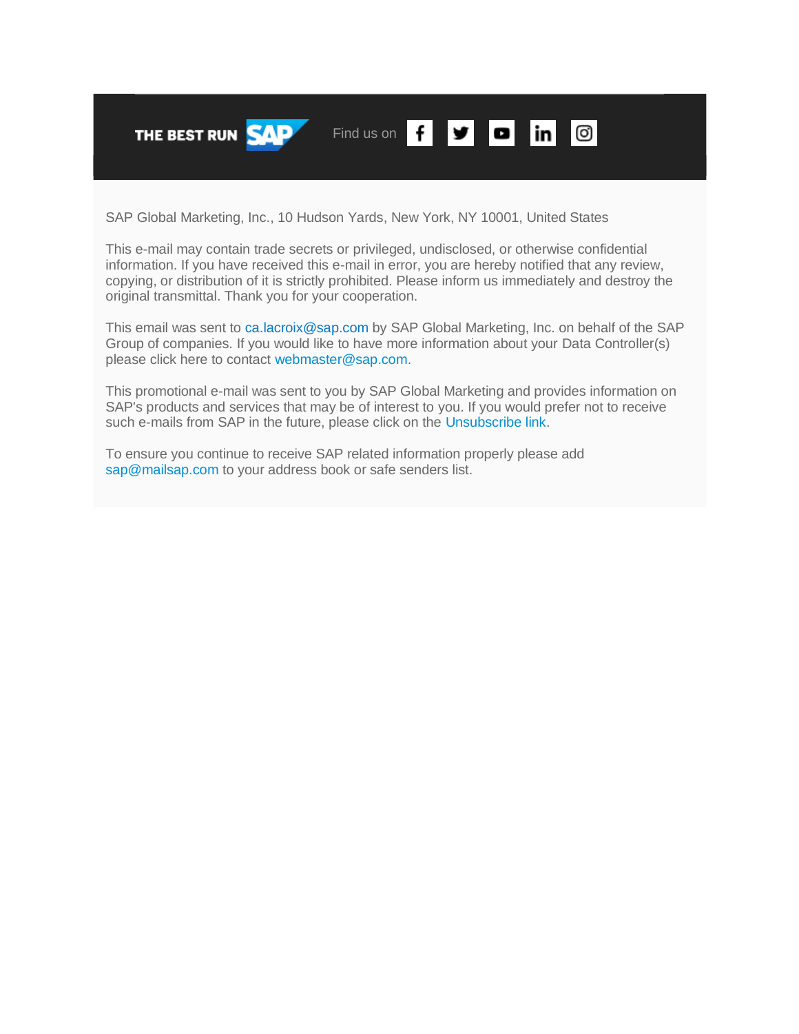THE BEST RUN SAP Find us on

SAP Global Marketing, Inc., 10 Hudson Yards, New York, NY 10001, United States

This e-mail may contain trade secrets or privileged, undisclosed, or otherwise confidential information. If you have received this e-mail in error, you are hereby notified that any review, copying, or distribution of it is strictly prohibited. Please inform us immediately and destroy the original transmittal. Thank you for your cooperation.

This email was sent to ca.lacroix@sap.com by SAP Global Marketing, Inc. on behalf of the SAP Group of companies. If you would like to have more information about your Data Controller(s) please click here to contact webmaster@sap.com.

This promotional e-mail was sent to you by SAP Global Marketing and provides information on SAP's products and services that may be of interest to you. If you would prefer not to receive such e-mails from SAP in the future, please click on the Unsubscribe link.

To ensure you continue to receive SAP related information properly please add sap@mailsap.com to your address book or safe senders list.